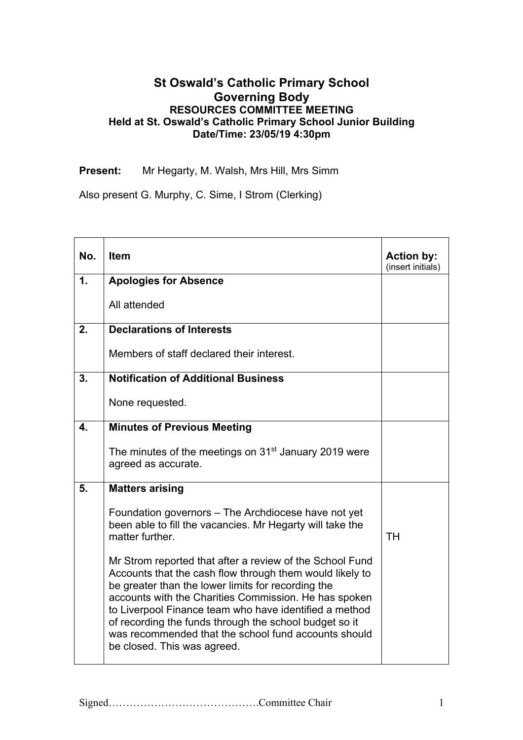# St Oswald's Catholic Primary School
# Governing Body
### RESOURCES COMMITTEE MEETING
### Held at St. Oswald's Catholic Primary School Junior Building
### Date/Time: 23/05/19 4:30pm

**Present:** Mr Hegarty, M. Walsh, Mrs Hill, Mrs Simm

Also present G. Murphy, C. Sime, I Strom (Clerking)

| No. | Item | Action by: (insert initials) |
|---|---|---|
| **1.** | **Apologies for Absence**<br><br>All attended | |
| **2.** | **Declarations of Interests**<br><br>Members of staff declared their interest. | |
| **3.** | **Notification of Additional Business**<br><br>None requested. | |
| **4.** | **Minutes of Previous Meeting**<br><br>The minutes of the meetings on 31st January 2019 were agreed as accurate. | |
| **5.** | **Matters arising**<br><br>Foundation governors – The Archdiocese have not yet been able to fill the vacancies. Mr Hegarty will take the matter further.<br><br>Mr Strom reported that after a review of the School Fund Accounts that the cash flow through them would likely to be greater than the lower limits for recording the accounts with the Charities Commission. He has spoken to Liverpool Finance team who have identified a method of recording the funds through the school budget so it was recommended that the school fund accounts should be closed. This was agreed. | TH |

Signed…………………………………….Committee Chair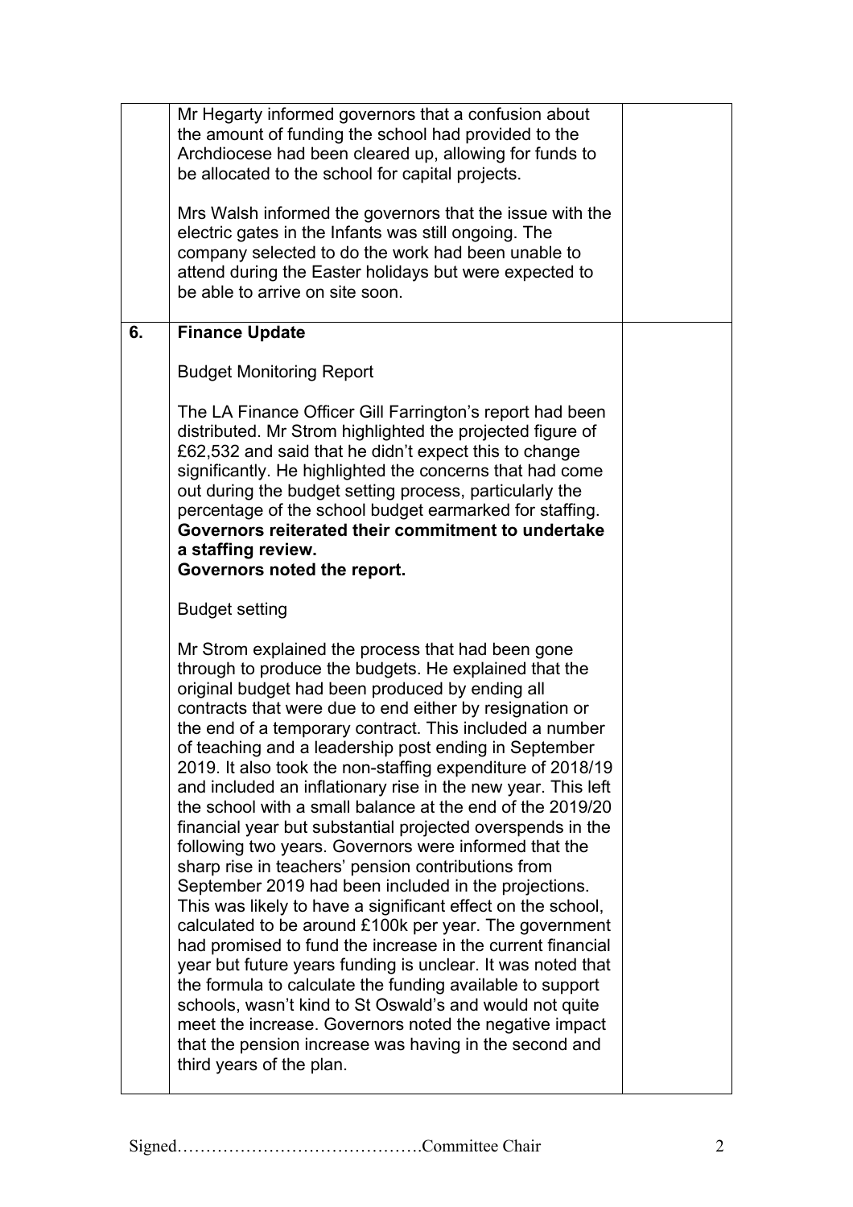| | | |
|---|---|---|
| | Mr Hegarty informed governors that a confusion about the amount of funding the school had provided to the Archdiocese had been cleared up, allowing for funds to be allocated to the school for capital projects.<br><br>Mrs Walsh informed the governors that the issue with the electric gates in the Infants was still ongoing. The company selected to do the work had been unable to attend during the Easter holidays but were expected to be able to arrive on site soon. | |
| **6.** | **Finance Update**<br><br>Budget Monitoring Report<br><br>The LA Finance Officer Gill Farrington's report had been distributed. Mr Strom highlighted the projected figure of £62,532 and said that he didn't expect this to change significantly. He highlighted the concerns that had come out during the budget setting process, particularly the percentage of the school budget earmarked for staffing. **Governors reiterated their commitment to undertake a staffing review.**<br>**Governors noted the report.**<br><br>Budget setting<br><br>Mr Strom explained the process that had been gone through to produce the budgets. He explained that the original budget had been produced by ending all contracts that were due to end either by resignation or the end of a temporary contract. This included a number of teaching and a leadership post ending in September 2019. It also took the non-staffing expenditure of 2018/19 and included an inflationary rise in the new year. This left the school with a small balance at the end of the 2019/20 financial year but substantial projected overspends in the following two years. Governors were informed that the sharp rise in teachers' pension contributions from September 2019 had been included in the projections. This was likely to have a significant effect on the school, calculated to be around £100k per year. The government had promised to fund the increase in the current financial year but future years funding is unclear. It was noted that the formula to calculate the funding available to support schools, wasn't kind to St Oswald's and would not quite meet the increase. Governors noted the negative impact that the pension increase was having in the second and third years of the plan. | |

Signed…………………………………….Committee Chair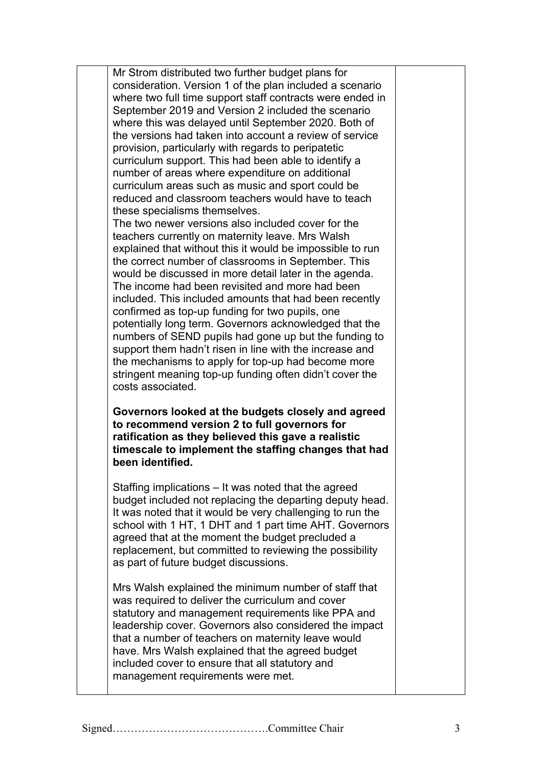Mr Strom distributed two further budget plans for consideration. Version 1 of the plan included a scenario where two full time support staff contracts were ended in September 2019 and Version 2 included the scenario where this was delayed until September 2020. Both of the versions had taken into account a review of service provision, particularly with regards to peripatetic curriculum support. This had been able to identify a number of areas where expenditure on additional curriculum areas such as music and sport could be reduced and classroom teachers would have to teach these specialisms themselves.
The two newer versions also included cover for the teachers currently on maternity leave. Mrs Walsh explained that without this it would be impossible to run the correct number of classrooms in September. This would be discussed in more detail later in the agenda.
The income had been revisited and more had been included. This included amounts that had been recently confirmed as top-up funding for two pupils, one potentially long term. Governors acknowledged that the numbers of SEND pupils had gone up but the funding to support them hadn't risen in line with the increase and the mechanisms to apply for top-up had become more stringent meaning top-up funding often didn't cover the costs associated.

**Governors looked at the budgets closely and agreed to recommend version 2 to full governors for ratification as they believed this gave a realistic timescale to implement the staffing changes that had been identified.**

Staffing implications – It was noted that the agreed budget included not replacing the departing deputy head. It was noted that it would be very challenging to run the school with 1 HT, 1 DHT and 1 part time AHT. Governors agreed that at the moment the budget precluded a replacement, but committed to reviewing the possibility as part of future budget discussions.

Mrs Walsh explained the minimum number of staff that was required to deliver the curriculum and cover statutory and management requirements like PPA and leadership cover. Governors also considered the impact that a number of teachers on maternity leave would have. Mrs Walsh explained that the agreed budget included cover to ensure that all statutory and management requirements were met.

Signed…………………………………….Committee Chair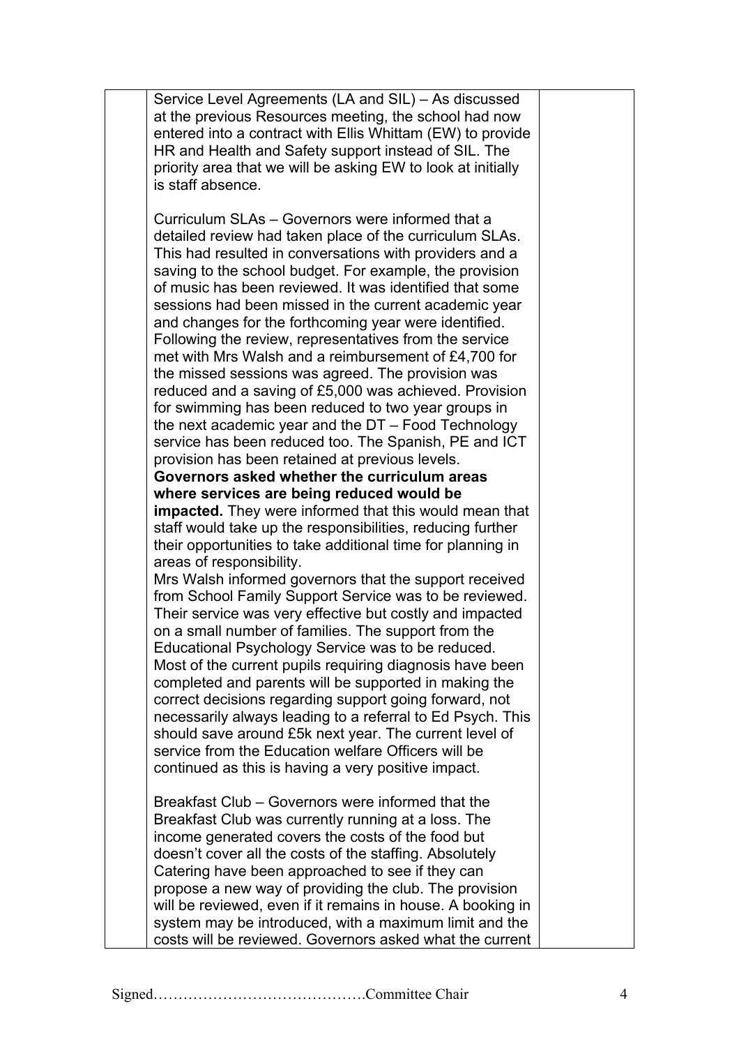Service Level Agreements (LA and SIL) – As discussed at the previous Resources meeting, the school had now entered into a contract with Ellis Whittam (EW) to provide HR and Health and Safety support instead of SIL. The priority area that we will be asking EW to look at initially is staff absence.

Curriculum SLAs – Governors were informed that a detailed review had taken place of the curriculum SLAs. This had resulted in conversations with providers and a saving to the school budget. For example, the provision of music has been reviewed. It was identified that some sessions had been missed in the current academic year and changes for the forthcoming year were identified. Following the review, representatives from the service met with Mrs Walsh and a reimbursement of £4,700 for the missed sessions was agreed. The provision was reduced and a saving of £5,000 was achieved. Provision for swimming has been reduced to two year groups in the next academic year and the DT – Food Technology service has been reduced too. The Spanish, PE and ICT provision has been retained at previous levels.
**Governors asked whether the curriculum areas where services are being reduced would be impacted.** They were informed that this would mean that staff would take up the responsibilities, reducing further their opportunities to take additional time for planning in areas of responsibility.
Mrs Walsh informed governors that the support received from School Family Support Service was to be reviewed. Their service was very effective but costly and impacted on a small number of families. The support from the Educational Psychology Service was to be reduced. Most of the current pupils requiring diagnosis have been completed and parents will be supported in making the correct decisions regarding support going forward, not necessarily always leading to a referral to Ed Psych. This should save around £5k next year. The current level of service from the Education welfare Officers will be continued as this is having a very positive impact.

Breakfast Club – Governors were informed that the Breakfast Club was currently running at a loss. The income generated covers the costs of the food but doesn't cover all the costs of the staffing. Absolutely Catering have been approached to see if they can propose a new way of providing the club. The provision will be reviewed, even if it remains in house. A booking in system may be introduced, with a maximum limit and the costs will be reviewed. Governors asked what the current

Signed…………………………………….Committee Chair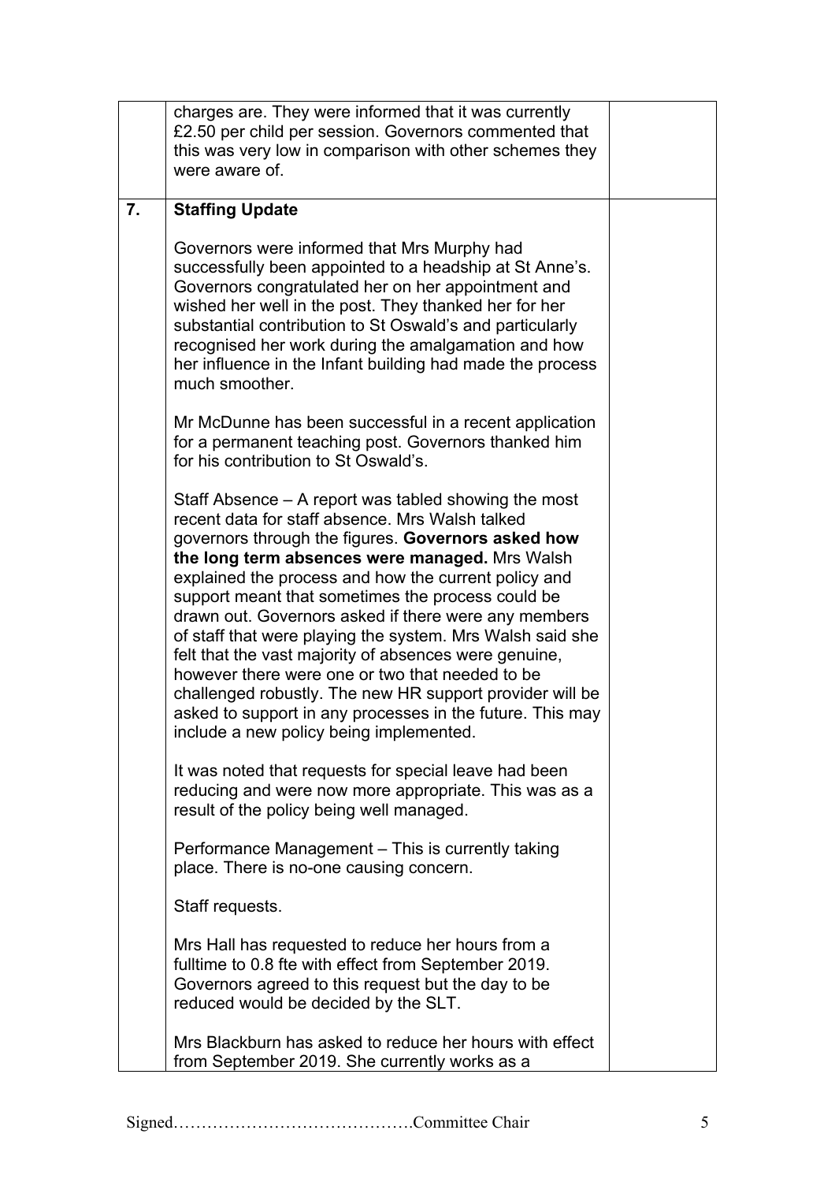| | | |
|---|---|---|
| | charges are. They were informed that it was currently £2.50 per child per session. Governors commented that this was very low in comparison with other schemes they were aware of. | |
| **7.** | **Staffing Update**<br><br>Governors were informed that Mrs Murphy had successfully been appointed to a headship at St Anne's. Governors congratulated her on her appointment and wished her well in the post. They thanked her for her substantial contribution to St Oswald's and particularly recognised her work during the amalgamation and how her influence in the Infant building had made the process much smoother.<br><br>Mr McDunne has been successful in a recent application for a permanent teaching post. Governors thanked him for his contribution to St Oswald's.<br><br>Staff Absence – A report was tabled showing the most recent data for staff absence. Mrs Walsh talked governors through the figures. **Governors asked how the long term absences were managed.** Mrs Walsh explained the process and how the current policy and support meant that sometimes the process could be drawn out. Governors asked if there were any members of staff that were playing the system. Mrs Walsh said she felt that the vast majority of absences were genuine, however there were one or two that needed to be challenged robustly. The new HR support provider will be asked to support in any processes in the future. This may include a new policy being implemented.<br><br>It was noted that requests for special leave had been reducing and were now more appropriate. This was as a result of the policy being well managed.<br><br>Performance Management – This is currently taking place. There is no-one causing concern.<br><br>Staff requests.<br><br>Mrs Hall has requested to reduce her hours from a fulltime to 0.8 fte with effect from September 2019. Governors agreed to this request but the day to be reduced would be decided by the SLT.<br><br>Mrs Blackburn has asked to reduce her hours with effect from September 2019. She currently works as a | |

Signed…………………………………….Committee Chair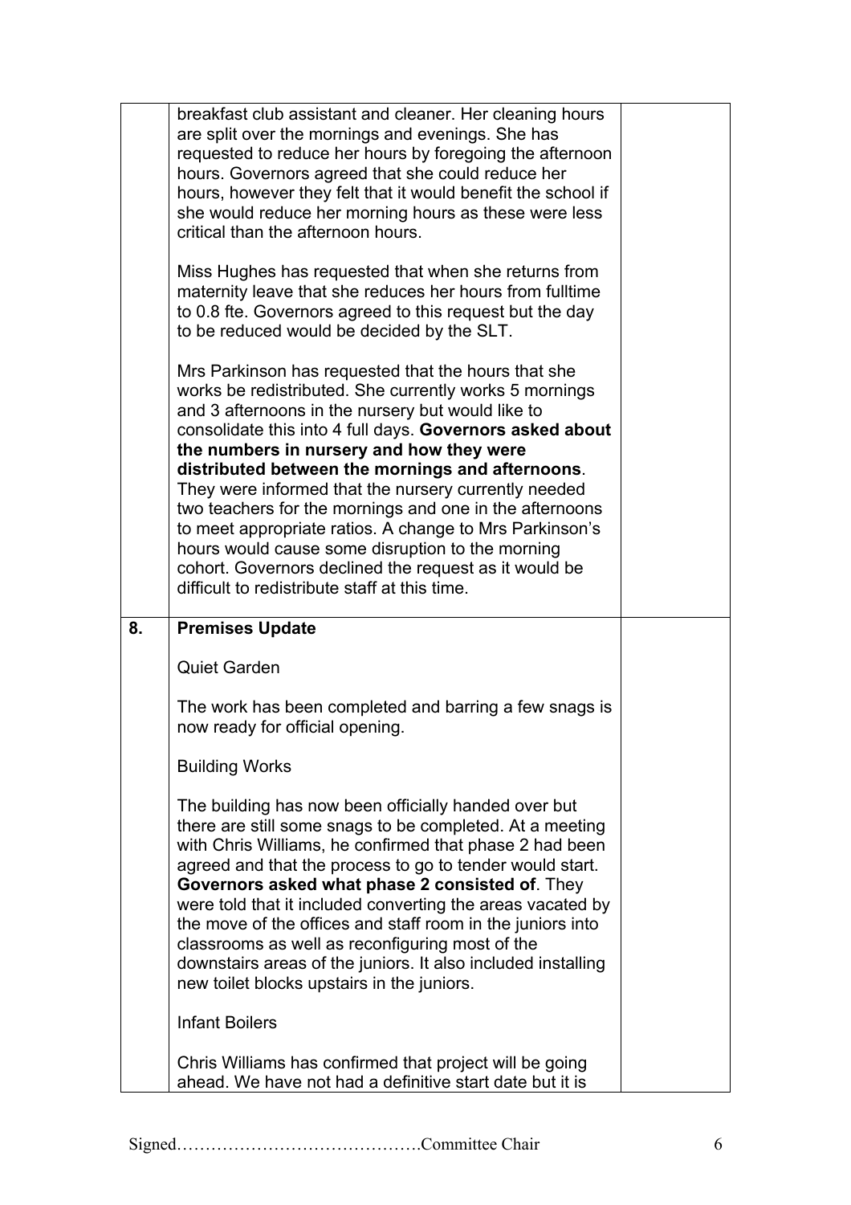| | | |
|---|---|---|
| | breakfast club assistant and cleaner. Her cleaning hours are split over the mornings and evenings. She has requested to reduce her hours by foregoing the afternoon hours. Governors agreed that she could reduce her hours, however they felt that it would benefit the school if she would reduce her morning hours as these were less critical than the afternoon hours.<br><br>Miss Hughes has requested that when she returns from maternity leave that she reduces her hours from fulltime to 0.8 fte. Governors agreed to this request but the day to be reduced would be decided by the SLT.<br><br>Mrs Parkinson has requested that the hours that she works be redistributed. She currently works 5 mornings and 3 afternoons in the nursery but would like to consolidate this into 4 full days. **Governors asked about the numbers in nursery and how they were distributed between the mornings and afternoons**. They were informed that the nursery currently needed two teachers for the mornings and one in the afternoons to meet appropriate ratios. A change to Mrs Parkinson's hours would cause some disruption to the morning cohort. Governors declined the request as it would be difficult to redistribute staff at this time. | |
| **8.** | **Premises Update**<br><br>Quiet Garden<br><br>The work has been completed and barring a few snags is now ready for official opening.<br><br>Building Works<br><br>The building has now been officially handed over but there are still some snags to be completed. At a meeting with Chris Williams, he confirmed that phase 2 had been agreed and that the process to go to tender would start. **Governors asked what phase 2 consisted of**. They were told that it included converting the areas vacated by the move of the offices and staff room in the juniors into classrooms as well as reconfiguring most of the downstairs areas of the juniors. It also included installing new toilet blocks upstairs in the juniors.<br><br>Infant Boilers<br><br>Chris Williams has confirmed that project will be going ahead. We have not had a definitive start date but it is | |

Signed…………………………………….Committee Chair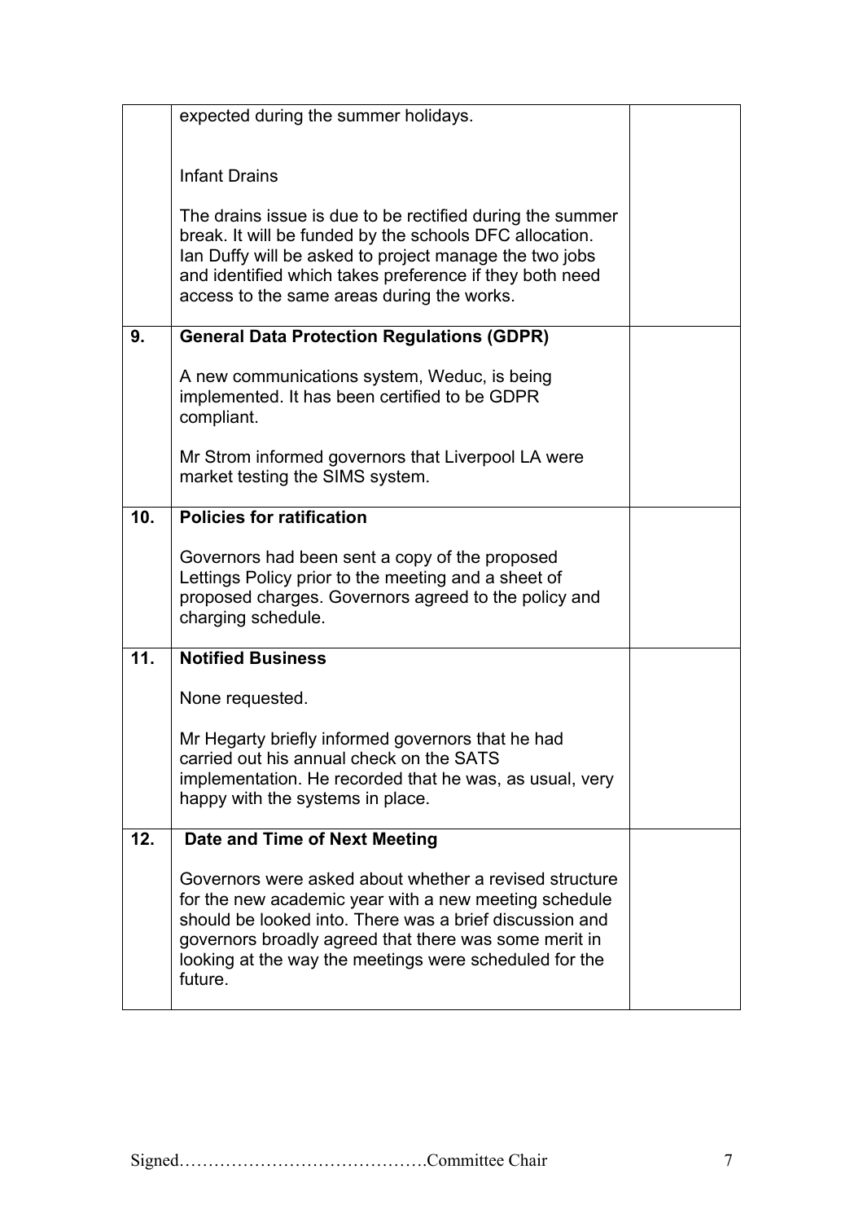| | | |
|---|---|---|
| | expected during the summer holidays.<br><br>Infant Drains<br><br>The drains issue is due to be rectified during the summer break. It will be funded by the schools DFC allocation. Ian Duffy will be asked to project manage the two jobs and identified which takes preference if they both need access to the same areas during the works. | |
| **9.** | **General Data Protection Regulations (GDPR)**<br><br>A new communications system, Weduc, is being implemented. It has been certified to be GDPR compliant.<br><br>Mr Strom informed governors that Liverpool LA were market testing the SIMS system. | |
| **10.** | **Policies for ratification**<br><br>Governors had been sent a copy of the proposed Lettings Policy prior to the meeting and a sheet of proposed charges. Governors agreed to the policy and charging schedule. | |
| **11.** | **Notified Business**<br><br>None requested.<br><br>Mr Hegarty briefly informed governors that he had carried out his annual check on the SATS implementation. He recorded that he was, as usual, very happy with the systems in place. | |
| **12.** | **Date and Time of Next Meeting**<br><br>Governors were asked about whether a revised structure for the new academic year with a new meeting schedule should be looked into. There was a brief discussion and governors broadly agreed that there was some merit in looking at the way the meetings were scheduled for the future. | |

Signed…………………………………….Committee Chair